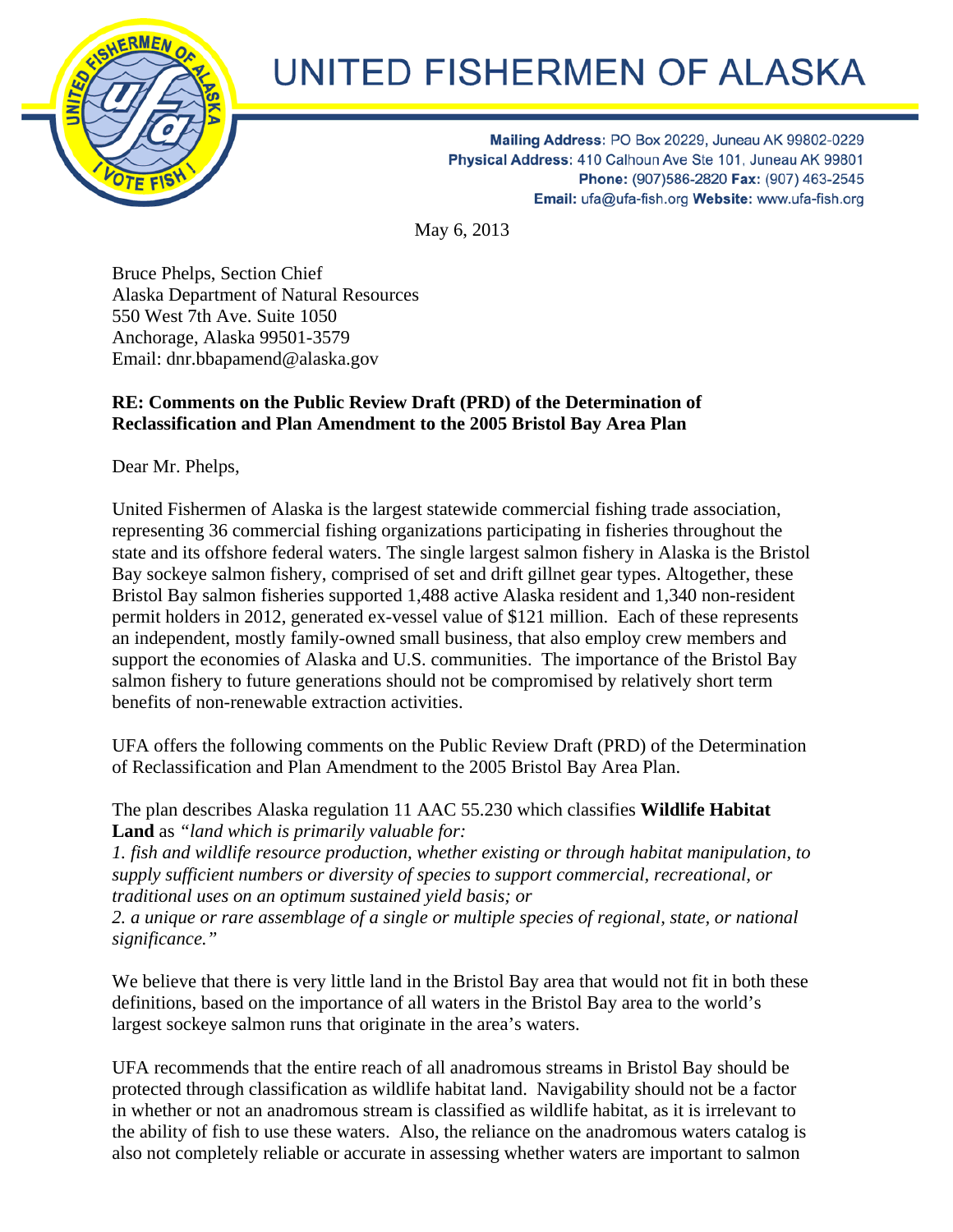# UNITED FISHERMEN OF ALASKA

**Mailing Address**: PO Box 20229, Juneau AK 99802-0229
**Physical Address**: 410 Calhoun Ave Ste 101, Juneau AK 99801
**Phone:** (907)586-2820 **Fax:** (907) 463-2545
**Email:** ufa@ufa-fish.org **Website:** www.ufa-fish.org

May 6, 2013

Bruce Phelps, Section Chief
Alaska Department of Natural Resources
550 West 7th Ave. Suite 1050
Anchorage, Alaska 99501-3579
Email: dnr.bbapamend@alaska.gov

**RE: Comments on the Public Review Draft (PRD) of the Determination of Reclassification and Plan Amendment to the 2005 Bristol Bay Area Plan**

Dear Mr. Phelps,

United Fishermen of Alaska is the largest statewide commercial fishing trade association, representing 36 commercial fishing organizations participating in fisheries throughout the state and its offshore federal waters. The single largest salmon fishery in Alaska is the Bristol Bay sockeye salmon fishery, comprised of set and drift gillnet gear types. Altogether, these Bristol Bay salmon fisheries supported 1,488 active Alaska resident and 1,340 non-resident permit holders in 2012, generated ex-vessel value of $121 million. Each of these represents an independent, mostly family-owned small business, that also employ crew members and support the economies of Alaska and U.S. communities. The importance of the Bristol Bay salmon fishery to future generations should not be compromised by relatively short term benefits of non-renewable extraction activities.

UFA offers the following comments on the Public Review Draft (PRD) of the Determination of Reclassification and Plan Amendment to the 2005 Bristol Bay Area Plan.

The plan describes Alaska regulation 11 AAC 55.230 which classifies **Wildlife Habitat Land** as *"land which is primarily valuable for:*
*1. fish and wildlife resource production, whether existing or through habitat manipulation, to supply sufficient numbers or diversity of species to support commercial, recreational, or traditional uses on an optimum sustained yield basis; or*
*2. a unique or rare assemblage of a single or multiple species of regional, state, or national significance."*

We believe that there is very little land in the Bristol Bay area that would not fit in both these definitions, based on the importance of all waters in the Bristol Bay area to the world's largest sockeye salmon runs that originate in the area's waters.

UFA recommends that the entire reach of all anadromous streams in Bristol Bay should be protected through classification as wildlife habitat land. Navigability should not be a factor in whether or not an anadromous stream is classified as wildlife habitat, as it is irrelevant to the ability of fish to use these waters. Also, the reliance on the anadromous waters catalog is also not completely reliable or accurate in assessing whether waters are important to salmon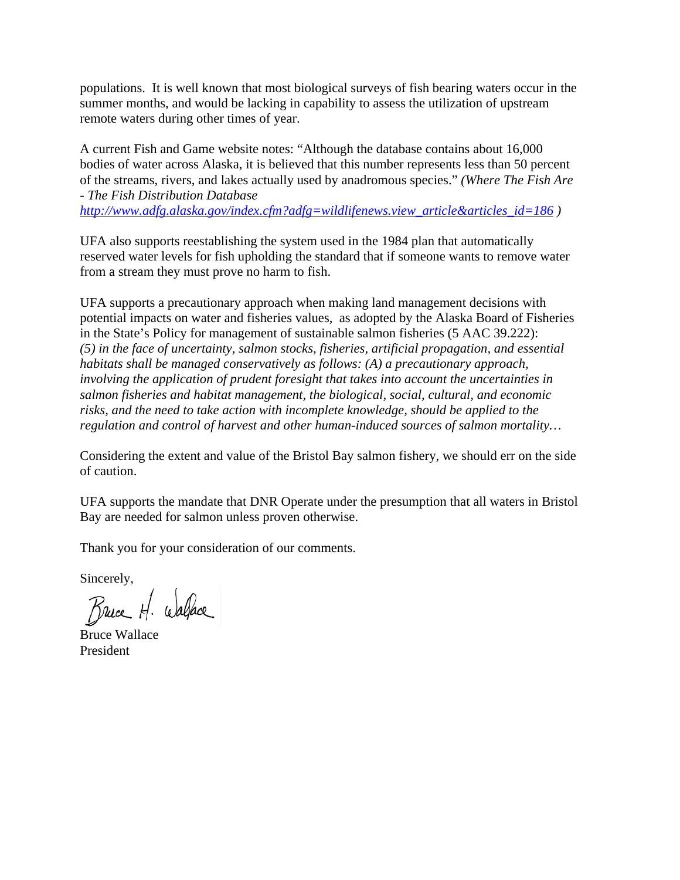populations. It is well known that most biological surveys of fish bearing waters occur in the summer months, and would be lacking in capability to assess the utilization of upstream remote waters during other times of year.

A current Fish and Game website notes: "Although the database contains about 16,000 bodies of water across Alaska, it is believed that this number represents less than 50 percent of the streams, rivers, and lakes actually used by anadromous species." *(Where The Fish Are - The Fish Distribution Database http://www.adfg.alaska.gov/index.cfm?adfg=wildlifenews.view_article&articles_id=186 )*

UFA also supports reestablishing the system used in the 1984 plan that automatically reserved water levels for fish upholding the standard that if someone wants to remove water from a stream they must prove no harm to fish.

UFA supports a precautionary approach when making land management decisions with potential impacts on water and fisheries values, as adopted by the Alaska Board of Fisheries in the State's Policy for management of sustainable salmon fisheries (5 AAC 39.222):
*(5) in the face of uncertainty, salmon stocks, fisheries, artificial propagation, and essential habitats shall be managed conservatively as follows: (A) a precautionary approach, involving the application of prudent foresight that takes into account the uncertainties in salmon fisheries and habitat management, the biological, social, cultural, and economic risks, and the need to take action with incomplete knowledge, should be applied to the regulation and control of harvest and other human-induced sources of salmon mortality…*

Considering the extent and value of the Bristol Bay salmon fishery, we should err on the side of caution.

UFA supports the mandate that DNR Operate under the presumption that all waters in Bristol Bay are needed for salmon unless proven otherwise.

Thank you for your consideration of our comments.

Sincerely,

Bruce H. Wallace

Bruce Wallace
President